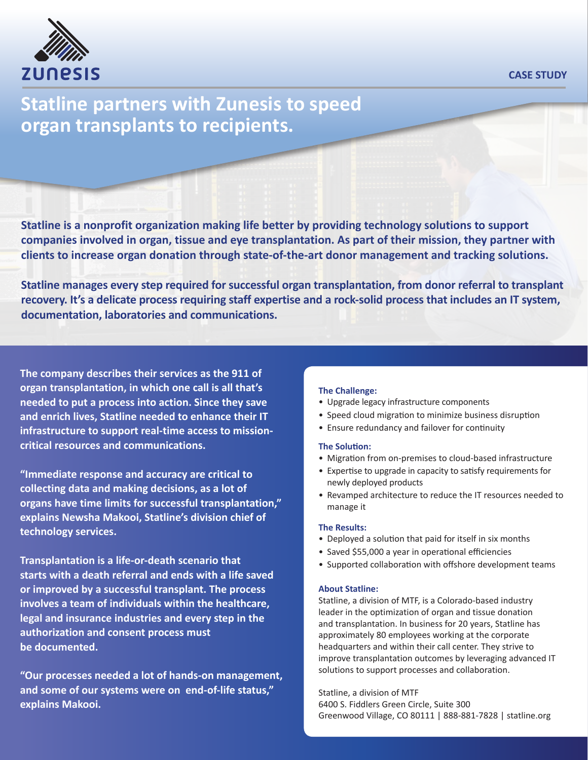zunesis

CASE STUDY

# Statline partners with Zunesis to speed organ transplants to recipients.

**Statline is a nonprofit organization making life better by providing technology solutions to support companies involved in organ, tissue and eye transplantation. As part of their mission, they partner with clients to increase organ donation through state-of-the-art donor management and tracking solutions.**

**Statline manages every step required for successful organ transplantation, from donor referral to transplant recovery. It's a delicate process requiring staff expertise and a rock-solid process that includes an IT system, documentation, laboratories and communications.**

**The company describes their services as the 911 of organ transplantation, in which one call is all that's needed to put a process into action. Since they save and enrich lives, Statline needed to enhance their IT infrastructure to support real-time access to mission-critical resources and communications.**

**"Immediate response and accuracy are critical to collecting data and making decisions, as a lot of organs have time limits for successful transplantation," explains Newsha Makooi, Statline's division chief of technology services.**

**Transplantation is a life-or-death scenario that starts with a death referral and ends with a life saved or improved by a successful transplant. The process involves a team of individuals within the healthcare, legal and insurance industries and every step in the authorization and consent process must be documented.**

**"Our processes needed a lot of hands-on management, and some of our systems were on end-of-life status," explains Makooi.**

### The Challenge:

- Upgrade legacy infrastructure components
- Speed cloud migration to minimize business disruption
- Ensure redundancy and failover for continuity

### The Solution:

- Migration from on-premises to cloud-based infrastructure
- Expertise to upgrade in capacity to satisfy requirements for newly deployed products
- Revamped architecture to reduce the IT resources needed to manage it

### The Results:

- Deployed a solution that paid for itself in six months
- Saved $55,000 a year in operational efficiencies
- Supported collaboration with offshore development teams

### About Statline:

Statline, a division of MTF, is a Colorado-based industry leader in the optimization of organ and tissue donation and transplantation. In business for 20 years, Statline has approximately 80 employees working at the corporate headquarters and within their call center. They strive to improve transplantation outcomes by leveraging advanced IT solutions to support processes and collaboration.

Statline, a division of MTF
6400 S. Fiddlers Green Circle, Suite 300
Greenwood Village, CO 80111 | 888-881-7828 | statline.org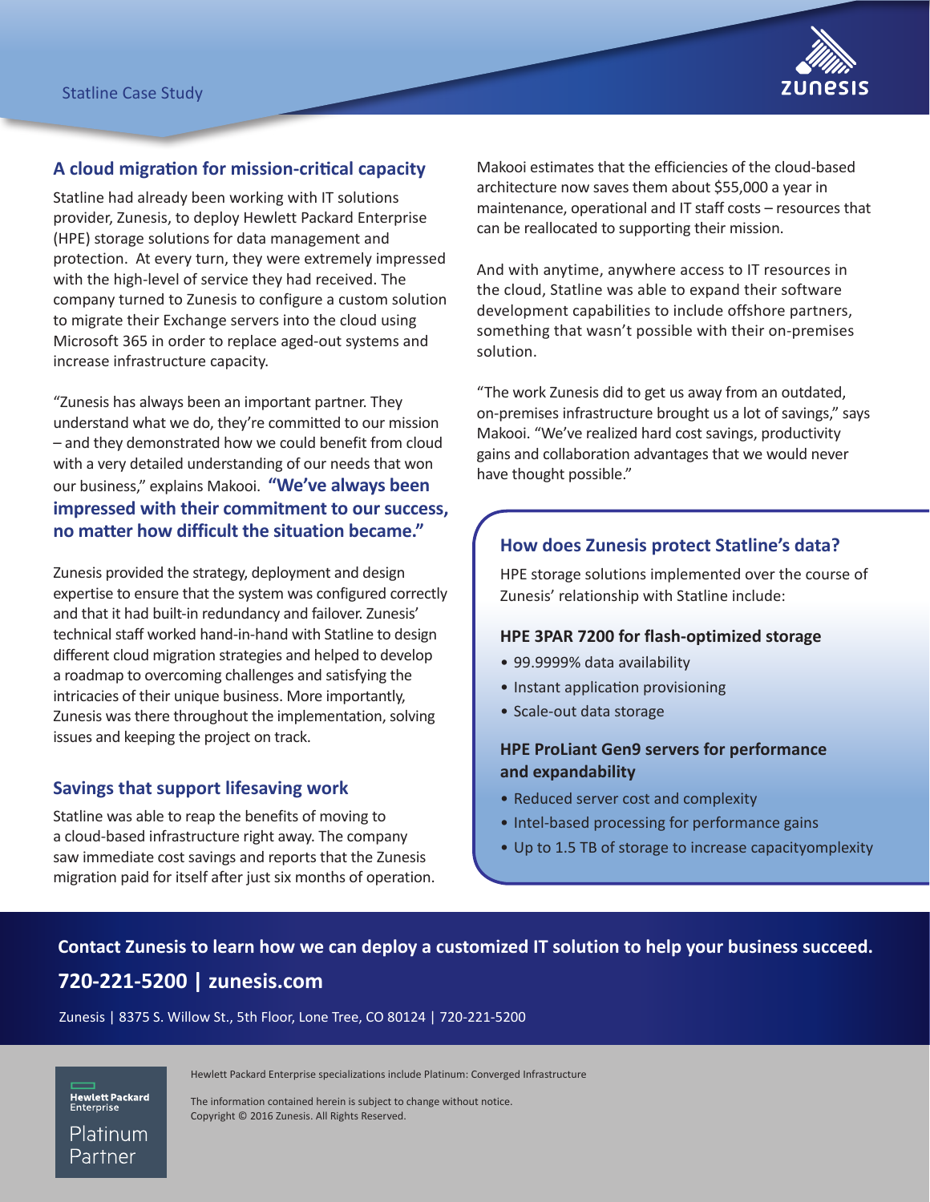Statline Case Study

## A cloud migration for mission-critical capacity

Statline had already been working with IT solutions provider, Zunesis, to deploy Hewlett Packard Enterprise (HPE) storage solutions for data management and protection. At every turn, they were extremely impressed with the high-level of service they had received. The company turned to Zunesis to configure a custom solution to migrate their Exchange servers into the cloud using Microsoft 365 in order to replace aged-out systems and increase infrastructure capacity.

"Zunesis has always been an important partner. They understand what we do, they're committed to our mission – and they demonstrated how we could benefit from cloud with a very detailed understanding of our needs that won our business," explains Makooi. **"We've always been impressed with their commitment to our success, no matter how difficult the situation became."**

Zunesis provided the strategy, deployment and design expertise to ensure that the system was configured correctly and that it had built-in redundancy and failover. Zunesis' technical staff worked hand-in-hand with Statline to design different cloud migration strategies and helped to develop a roadmap to overcoming challenges and satisfying the intricacies of their unique business. More importantly, Zunesis was there throughout the implementation, solving issues and keeping the project on track.

## Savings that support lifesaving work

Statline was able to reap the benefits of moving to a cloud-based infrastructure right away. The company saw immediate cost savings and reports that the Zunesis migration paid for itself after just six months of operation.

Makooi estimates that the efficiencies of the cloud-based architecture now saves them about $55,000 a year in maintenance, operational and IT staff costs – resources that can be reallocated to supporting their mission.

And with anytime, anywhere access to IT resources in the cloud, Statline was able to expand their software development capabilities to include offshore partners, something that wasn't possible with their on-premises solution.

"The work Zunesis did to get us away from an outdated, on-premises infrastructure brought us a lot of savings," says Makooi. "We've realized hard cost savings, productivity gains and collaboration advantages that we would never have thought possible."

## How does Zunesis protect Statline's data?

HPE storage solutions implemented over the course of Zunesis' relationship with Statline include:

### HPE 3PAR 7200 for flash-optimized storage

- 99.9999% data availability
- Instant application provisioning
- Scale-out data storage

### HPE ProLiant Gen9 servers for performance and expandability

- Reduced server cost and complexity
- Intel-based processing for performance gains
- Up to 1.5 TB of storage to increase capacityomplexity

**Contact Zunesis to learn how we can deploy a customized IT solution to help your business succeed.**

**720-221-5200 | zunesis.com**

Zunesis | 8375 S. Willow St., 5th Floor, Lone Tree, CO 80124 | 720-221-5200

Hewlett Packard Enterprise Platinum Partner

Hewlett Packard Enterprise specializations include Platinum: Converged Infrastructure

The information contained herein is subject to change without notice.
Copyright © 2016 Zunesis. All Rights Reserved.